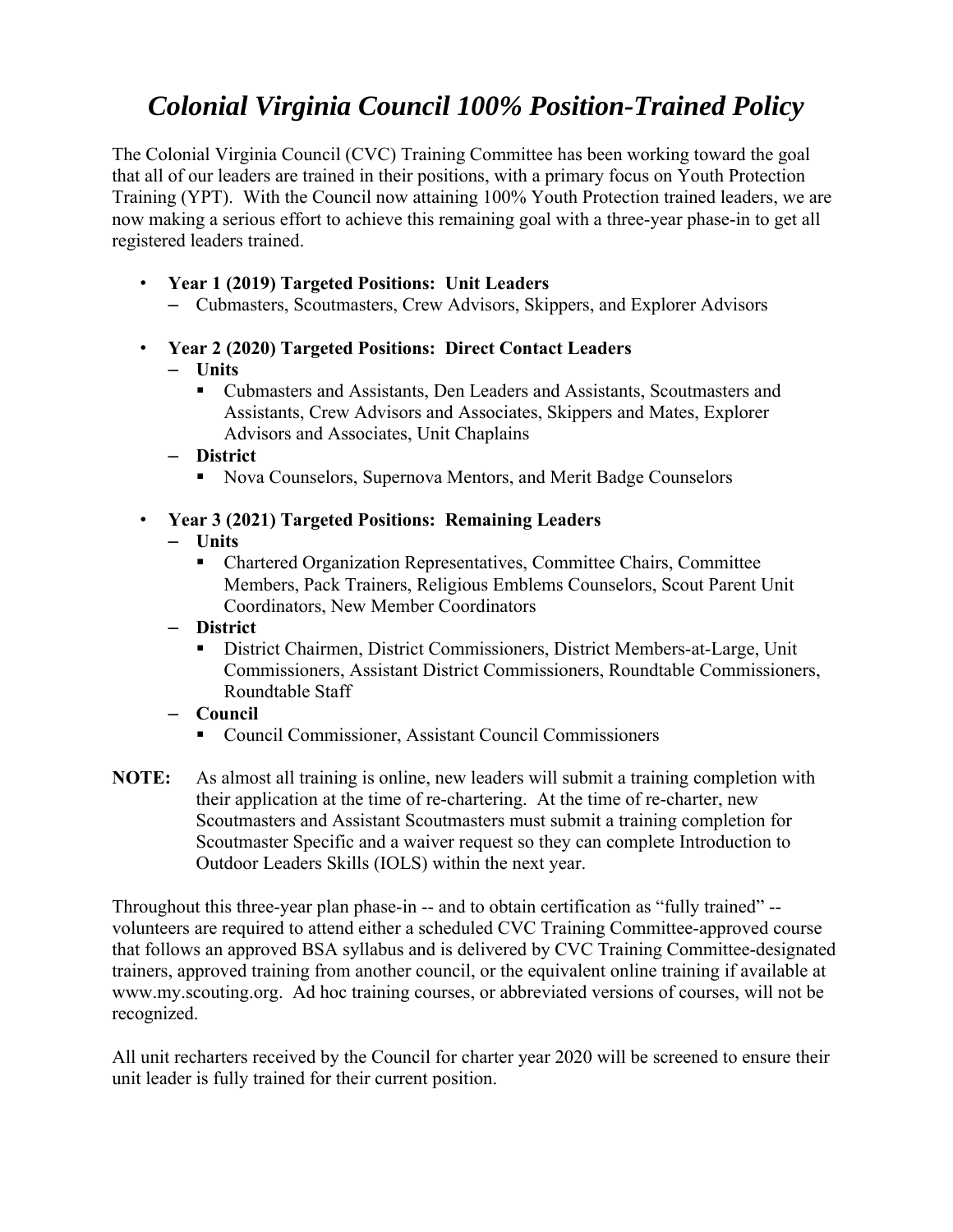# *Colonial Virginia Council 100% Position-Trained Policy*

The Colonial Virginia Council (CVC) Training Committee has been working toward the goal that all of our leaders are trained in their positions, with a primary focus on Youth Protection Training (YPT). With the Council now attaining 100% Youth Protection trained leaders, we are now making a serious effort to achieve this remaining goal with a three-year phase-in to get all registered leaders trained.

- **Year 1 (2019) Targeted Positions: Unit Leaders**
  - Cubmasters, Scoutmasters, Crew Advisors, Skippers, and Explorer Advisors
- **Year 2 (2020) Targeted Positions: Direct Contact Leaders**
  - **Units**
    - Cubmasters and Assistants, Den Leaders and Assistants, Scoutmasters and Assistants, Crew Advisors and Associates, Skippers and Mates, Explorer Advisors and Associates, Unit Chaplains
  - **District**
    - Nova Counselors, Supernova Mentors, and Merit Badge Counselors
- **Year 3 (2021) Targeted Positions: Remaining Leaders**
  - **Units**
    - Chartered Organization Representatives, Committee Chairs, Committee Members, Pack Trainers, Religious Emblems Counselors, Scout Parent Unit Coordinators, New Member Coordinators
  - **District**
    - District Chairmen, District Commissioners, District Members-at-Large, Unit Commissioners, Assistant District Commissioners, Roundtable Commissioners, Roundtable Staff
  - **Council**
    - Council Commissioner, Assistant Council Commissioners

**NOTE:** As almost all training is online, new leaders will submit a training completion with their application at the time of re-chartering. At the time of re-charter, new Scoutmasters and Assistant Scoutmasters must submit a training completion for Scoutmaster Specific and a waiver request so they can complete Introduction to Outdoor Leaders Skills (IOLS) within the next year.

Throughout this three-year plan phase-in -- and to obtain certification as "fully trained" -- volunteers are required to attend either a scheduled CVC Training Committee-approved course that follows an approved BSA syllabus and is delivered by CVC Training Committee-designated trainers, approved training from another council, or the equivalent online training if available at www.my.scouting.org. Ad hoc training courses, or abbreviated versions of courses, will not be recognized.

All unit recharters received by the Council for charter year 2020 will be screened to ensure their unit leader is fully trained for their current position.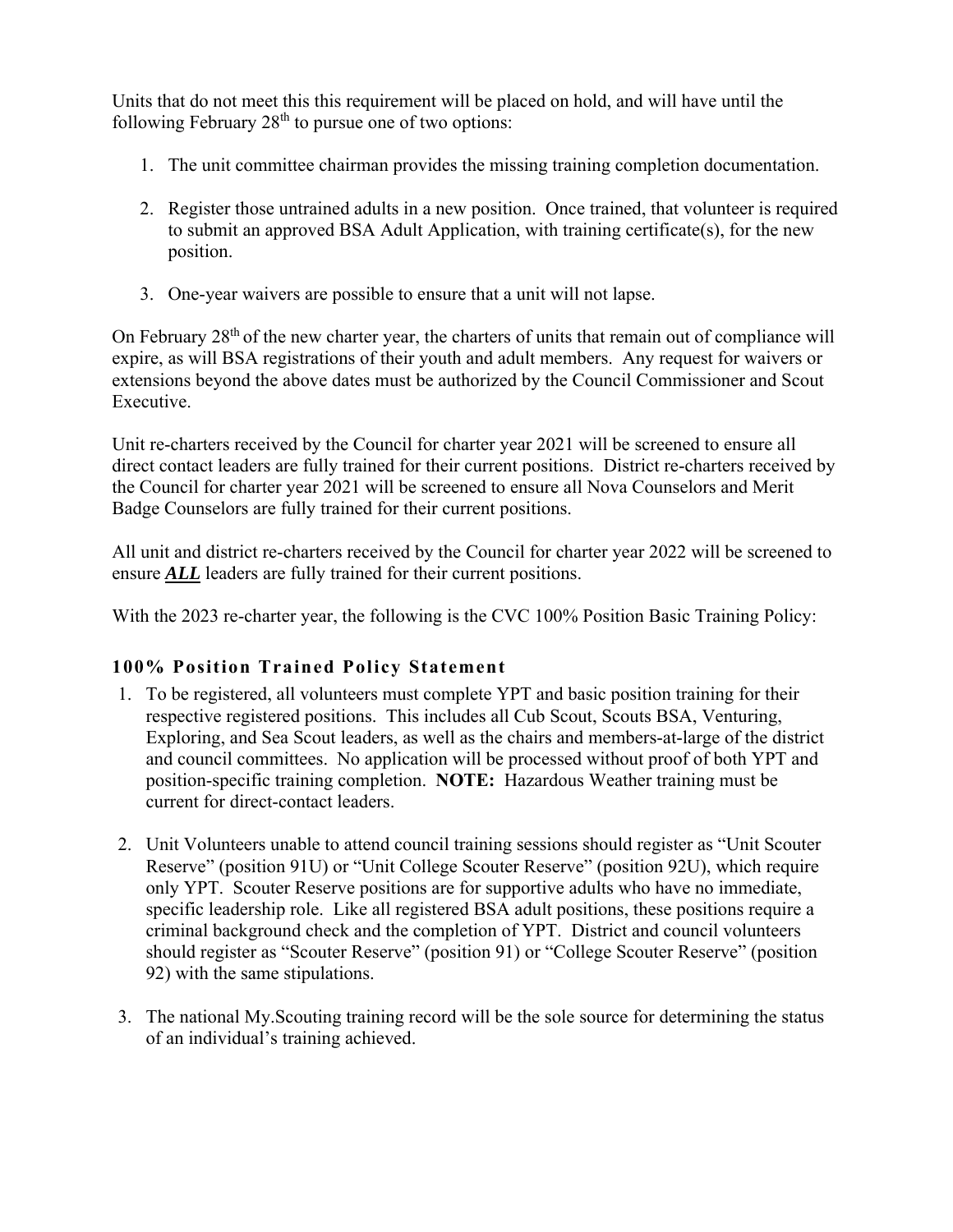Units that do not meet this this requirement will be placed on hold, and will have until the following February 28th to pursue one of two options:

1. The unit committee chairman provides the missing training completion documentation.

2. Register those untrained adults in a new position. Once trained, that volunteer is required to submit an approved BSA Adult Application, with training certificate(s), for the new position.

3. One-year waivers are possible to ensure that a unit will not lapse.

On February 28th of the new charter year, the charters of units that remain out of compliance will expire, as will BSA registrations of their youth and adult members. Any request for waivers or extensions beyond the above dates must be authorized by the Council Commissioner and Scout Executive.

Unit re-charters received by the Council for charter year 2021 will be screened to ensure all direct contact leaders are fully trained for their current positions. District re-charters received by the Council for charter year 2021 will be screened to ensure all Nova Counselors and Merit Badge Counselors are fully trained for their current positions.

All unit and district re-charters received by the Council for charter year 2022 will be screened to ensure ***ALL*** leaders are fully trained for their current positions.

With the 2023 re-charter year, the following is the CVC 100% Position Basic Training Policy:

### 100% Position Trained Policy Statement

1. To be registered, all volunteers must complete YPT and basic position training for their respective registered positions. This includes all Cub Scout, Scouts BSA, Venturing, Exploring, and Sea Scout leaders, as well as the chairs and members-at-large of the district and council committees. No application will be processed without proof of both YPT and position-specific training completion. **NOTE:** Hazardous Weather training must be current for direct-contact leaders.

2. Unit Volunteers unable to attend council training sessions should register as "Unit Scouter Reserve" (position 91U) or "Unit College Scouter Reserve" (position 92U), which require only YPT. Scouter Reserve positions are for supportive adults who have no immediate, specific leadership role. Like all registered BSA adult positions, these positions require a criminal background check and the completion of YPT. District and council volunteers should register as "Scouter Reserve" (position 91) or "College Scouter Reserve" (position 92) with the same stipulations.

3. The national My.Scouting training record will be the sole source for determining the status of an individual's training achieved.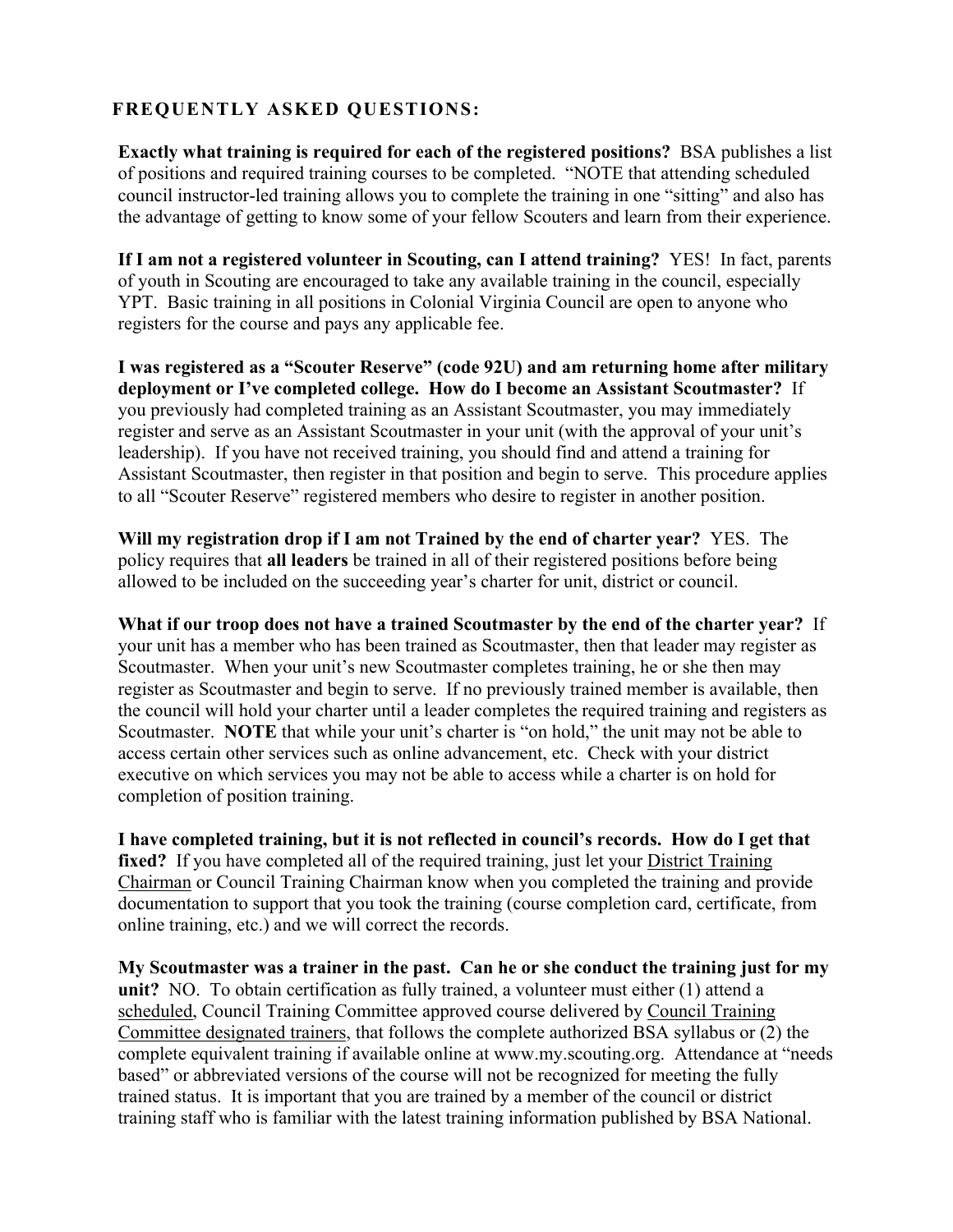## FREQUENTLY ASKED QUESTIONS:

**Exactly what training is required for each of the registered positions?** BSA publishes a list of positions and required training courses to be completed. "NOTE that attending scheduled council instructor-led training allows you to complete the training in one "sitting" and also has the advantage of getting to know some of your fellow Scouters and learn from their experience.

**If I am not a registered volunteer in Scouting, can I attend training?** YES! In fact, parents of youth in Scouting are encouraged to take any available training in the council, especially YPT. Basic training in all positions in Colonial Virginia Council are open to anyone who registers for the course and pays any applicable fee.

**I was registered as a "Scouter Reserve" (code 92U) and am returning home after military deployment or I've completed college. How do I become an Assistant Scoutmaster?** If you previously had completed training as an Assistant Scoutmaster, you may immediately register and serve as an Assistant Scoutmaster in your unit (with the approval of your unit's leadership). If you have not received training, you should find and attend a training for Assistant Scoutmaster, then register in that position and begin to serve. This procedure applies to all "Scouter Reserve" registered members who desire to register in another position.

**Will my registration drop if I am not Trained by the end of charter year?** YES. The policy requires that **all leaders** be trained in all of their registered positions before being allowed to be included on the succeeding year's charter for unit, district or council.

**What if our troop does not have a trained Scoutmaster by the end of the charter year?** If your unit has a member who has been trained as Scoutmaster, then that leader may register as Scoutmaster. When your unit's new Scoutmaster completes training, he or she then may register as Scoutmaster and begin to serve. If no previously trained member is available, then the council will hold your charter until a leader completes the required training and registers as Scoutmaster. **NOTE** that while your unit's charter is "on hold," the unit may not be able to access certain other services such as online advancement, etc. Check with your district executive on which services you may not be able to access while a charter is on hold for completion of position training.

**I have completed training, but it is not reflected in council's records. How do I get that fixed?** If you have completed all of the required training, just let your District Training Chairman or Council Training Chairman know when you completed the training and provide documentation to support that you took the training (course completion card, certificate, from online training, etc.) and we will correct the records.

**My Scoutmaster was a trainer in the past. Can he or she conduct the training just for my unit?** NO. To obtain certification as fully trained, a volunteer must either (1) attend a scheduled, Council Training Committee approved course delivered by Council Training Committee designated trainers, that follows the complete authorized BSA syllabus or (2) the complete equivalent training if available online at www.my.scouting.org. Attendance at "needs based" or abbreviated versions of the course will not be recognized for meeting the fully trained status. It is important that you are trained by a member of the council or district training staff who is familiar with the latest training information published by BSA National.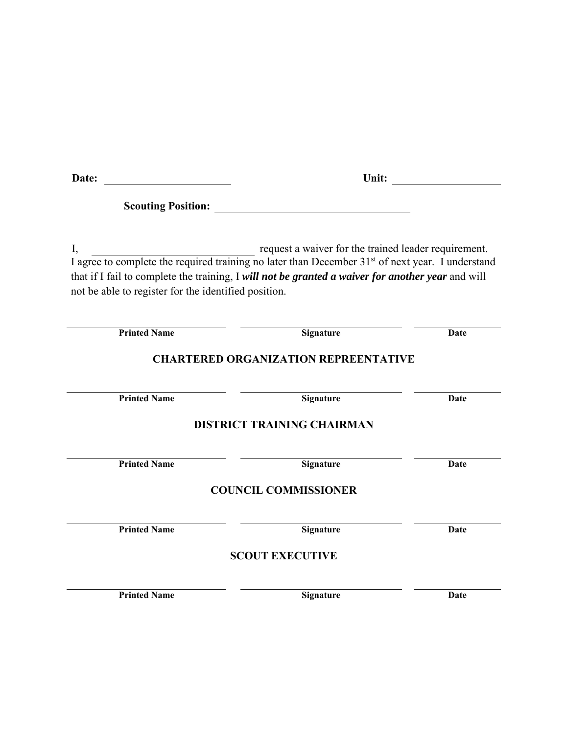**Date:** ______________________ **Unit:** ____________________

**Scouting Position:** ________________________________

I, ______________________________ request a waiver for the trained leader requirement. I agree to complete the required training no later than December 31st of next year. I understand that if I fail to complete the training, I ***will not be granted a waiver for another year*** and will not be able to register for the identified position.

| ______________________ | ______________________ | ____________ |
|---|---|---|
| **Printed Name** | **Signature** | **Date** |

**CHARTERED ORGANIZATION REPREENTATIVE**

| ______________________ | ______________________ | ____________ |
|---|---|---|
| **Printed Name** | **Signature** | **Date** |

**DISTRICT TRAINING CHAIRMAN**

| ______________________ | ______________________ | ____________ |
|---|---|---|
| **Printed Name** | **Signature** | **Date** |

**COUNCIL COMMISSIONER**

| ______________________ | ______________________ | ____________ |
|---|---|---|
| **Printed Name** | **Signature** | **Date** |

**SCOUT EXECUTIVE**

| ______________________ | ______________________ | ____________ |
|---|---|---|
| **Printed Name** | **Signature** | **Date** |